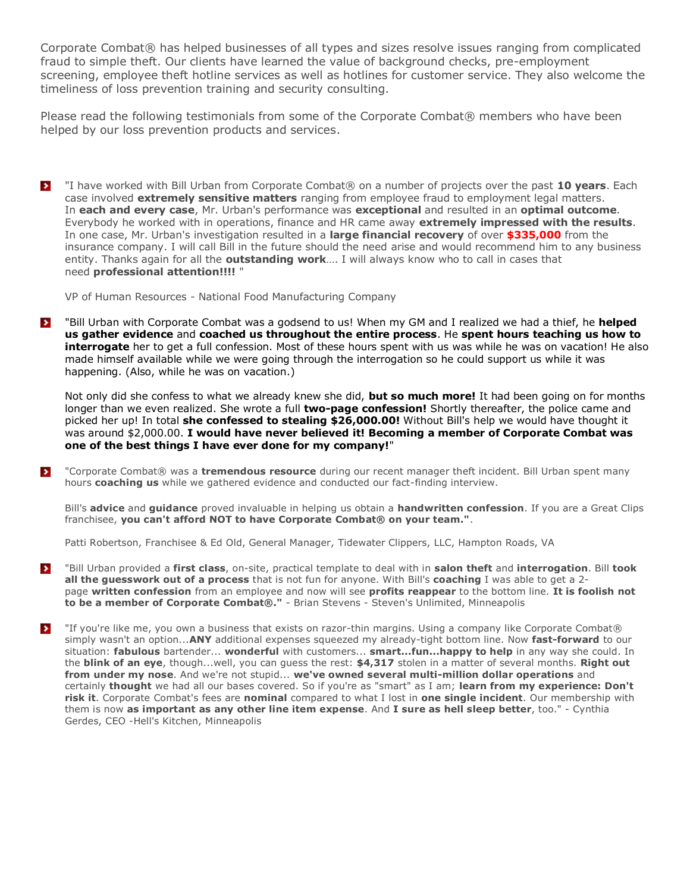Corporate Combat® has helped businesses of all types and sizes resolve issues ranging from complicated fraud to simple theft. Our clients have learned the value of background checks, pre-employment screening, employee theft hotline services as well as hotlines for customer service. They also welcome the timeliness of loss prevention training and security consulting.

Please read the following testimonials from some of the Corporate Combat® members who have been helped by our loss prevention products and services.

- "I have worked with Bill Urban from Corporate Combat® on a number of projects over the past **10 years**. Each case involved **extremely sensitive matters** ranging from employee fraud to employment legal matters. In **each and every case**, Mr. Urban's performance was **exceptional** and resulted in an **optimal outcome**. Everybody he worked with in operations, finance and HR came away **extremely impressed with the results**. In one case, Mr. Urban's investigation resulted in a **large financial recovery** of over **$335,000** from the insurance company. I will call Bill in the future should the need arise and would recommend him to any business entity. Thanks again for all the **outstanding work**.... I will always know who to call in cases that need **professional attention!!!!** "

  VP of Human Resources - National Food Manufacturing Company

- "Bill Urban with Corporate Combat was a godsend to us! When my GM and I realized we had a thief, he **helped us gather evidence** and **coached us throughout the entire process**. He **spent hours teaching us how to interrogate** her to get a full confession. Most of these hours spent with us was while he was on vacation! He also made himself available while we were going through the interrogation so he could support us while it was happening. (Also, while he was on vacation.)

  Not only did she confess to what we already knew she did, **but so much more!** It had been going on for months longer than we even realized. She wrote a full **two-page confession!** Shortly thereafter, the police came and picked her up! In total **she confessed to stealing $26,000.00!** Without Bill's help we would have thought it was around $2,000.00. **I would have never believed it! Becoming a member of Corporate Combat was one of the best things I have ever done for my company!**"

- "Corporate Combat® was a **tremendous resource** during our recent manager theft incident. Bill Urban spent many hours **coaching us** while we gathered evidence and conducted our fact-finding interview.

  Bill's **advice** and **guidance** proved invaluable in helping us obtain a **handwritten confession**. If you are a Great Clips franchisee, **you can't afford NOT to have Corporate Combat® on your team."**.

  Patti Robertson, Franchisee & Ed Old, General Manager, Tidewater Clippers, LLC, Hampton Roads, VA

- "Bill Urban provided a **first class**, on-site, practical template to deal with in **salon theft** and **interrogation**. Bill **took all the guesswork out of a process** that is not fun for anyone. With Bill's **coaching** I was able to get a 2-page **written confession** from an employee and now will see **profits reappear** to the bottom line. **It is foolish not to be a member of Corporate Combat®."** - Brian Stevens - Steven's Unlimited, Minneapolis

- "If you're like me, you own a business that exists on razor-thin margins. Using a company like Corporate Combat® simply wasn't an option...**ANY** additional expenses squeezed my already-tight bottom line. Now **fast-forward** to our situation: **fabulous** bartender... **wonderful** with customers... **smart...fun...happy to help** in any way she could. In the **blink of an eye**, though...well, you can guess the rest: **$4,317** stolen in a matter of several months. **Right out from under my nose**. And we're not stupid... **we've owned several multi-million dollar operations** and certainly **thought** we had all our bases covered. So if you're as "smart" as I am; **learn from my experience: Don't risk it**. Corporate Combat's fees are **nominal** compared to what I lost in **one single incident**. Our membership with them is now **as important as any other line item expense**. And **I sure as hell sleep better**, too." - Cynthia Gerdes, CEO -Hell's Kitchen, Minneapolis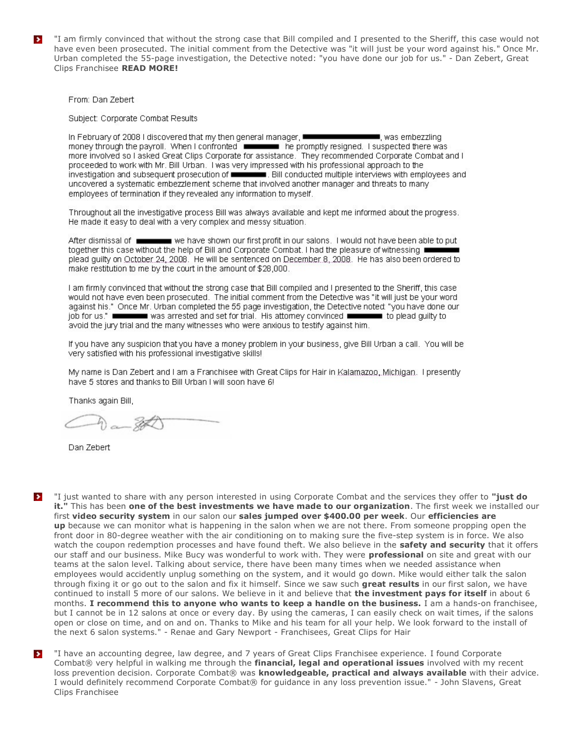"I am firmly convinced that without the strong case that Bill compiled and I presented to the Sheriff, this case would not have even been prosecuted. The initial comment from the Detective was "it will just be your word against his." Once Mr. Urban completed the 55-page investigation, the Detective noted: "you have done our job for us." - Dan Zebert, Great Clips Franchisee **READ MORE!**

From: Dan Zebert

Subject: Corporate Combat Results

In February of 2008 I discovered that my then general manager, ████████, was embezzling money through the payroll. When I confronted ████ he promptly resigned. I suspected there was more involved so I asked Great Clips Corporate for assistance. They recommended Corporate Combat and I proceeded to work with Mr. Bill Urban. I was very impressed with his professional approach to the investigation and subsequent prosecution of ████. Bill conducted multiple interviews with employees and uncovered a systematic embezzlement scheme that involved another manager and threats to many employees of termination if they revealed any information to myself.

Throughout all the investigative process Bill was always available and kept me informed about the progress. He made it easy to deal with a very complex and messy situation.

After dismissal of ████ we have shown our first profit in our salons. I would not have been able to put together this case without the help of Bill and Corporate Combat. I had the pleasure of witnessing ████ plead guilty on October 24, 2008. He will be sentenced on December 8, 2008. He has also been ordered to make restitution to me by the court in the amount of $28,000.

I am firmly convinced that without the strong case that Bill compiled and I presented to the Sheriff, this case would not have even been prosecuted. The initial comment from the Detective was "it will just be your word against his." Once Mr. Urban completed the 55 page investigation, the Detective noted: "you have done our job for us." ████ was arrested and set for trial. His attorney convinced ████ to plead guilty to avoid the jury trial and the many witnesses who were anxious to testify against him.

If you have any suspicion that you have a money problem in your business, give Bill Urban a call. You will be very satisfied with his professional investigative skills!

My name is Dan Zebert and I am a Franchisee with Great Clips for Hair in Kalamazoo, Michigan. I presently have 5 stores and thanks to Bill Urban I will soon have 6!

Thanks again Bill,

Dan Zebert

"I just wanted to share with any person interested in using Corporate Combat and the services they offer to **"just do it."** This has been **one of the best investments we have made to our organization**. The first week we installed our first **video security system** in our salon our **sales jumped over $400.00 per week**. Our **efficiencies are up** because we can monitor what is happening in the salon when we are not there. From someone propping open the front door in 80-degree weather with the air conditioning on to making sure the five-step system is in force. We also watch the coupon redemption processes and have found theft. We also believe in the **safety and security** that it offers our staff and our business. Mike Bucy was wonderful to work with. They were **professional** on site and great with our teams at the salon level. Talking about service, there have been many times when we needed assistance when employees would accidently unplug something on the system, and it would go down. Mike would either talk the salon through fixing it or go out to the salon and fix it himself. Since we saw such **great results** in our first salon, we have continued to install 5 more of our salons. We believe in it and believe that **the investment pays for itself** in about 6 months. **I recommend this to anyone who wants to keep a handle on the business.** I am a hands-on franchisee, but I cannot be in 12 salons at once or every day. By using the cameras, I can easily check on wait times, if the salons open or close on time, and on and on. Thanks to Mike and his team for all your help. We look forward to the install of the next 6 salon systems." - Renae and Gary Newport - Franchisees, Great Clips for Hair

"I have an accounting degree, law degree, and 7 years of Great Clips Franchisee experience. I found Corporate Combat® very helpful in walking me through the **financial, legal and operational issues** involved with my recent loss prevention decision. Corporate Combat® was **knowledgeable, practical and always available** with their advice. I would definitely recommend Corporate Combat® for guidance in any loss prevention issue." - John Slavens, Great Clips Franchisee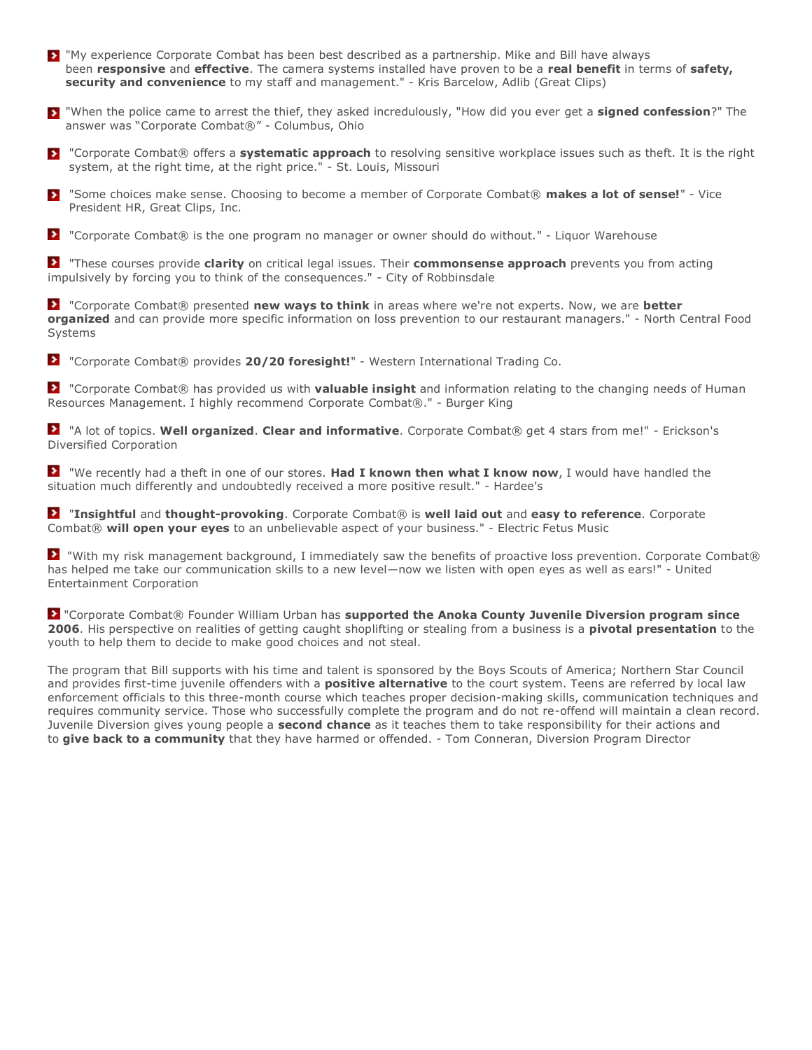- "My experience Corporate Combat has been best described as a partnership. Mike and Bill have always been **responsive** and **effective**. The camera systems installed have proven to be a **real benefit** in terms of **safety, security and convenience** to my staff and management." - Kris Barcelow, Adlib (Great Clips)

- "When the police came to arrest the thief, they asked incredulously, "How did you ever get a **signed confession**?" The answer was "Corporate Combat®" - Columbus, Ohio

- "Corporate Combat® offers a **systematic approach** to resolving sensitive workplace issues such as theft. It is the right system, at the right time, at the right price." - St. Louis, Missouri

- "Some choices make sense. Choosing to become a member of Corporate Combat® **makes a lot of sense!**" - Vice President HR, Great Clips, Inc.

- "Corporate Combat® is the one program no manager or owner should do without." - Liquor Warehouse

- "These courses provide **clarity** on critical legal issues. Their **commonsense approach** prevents you from acting impulsively by forcing you to think of the consequences." - City of Robbinsdale

- "Corporate Combat® presented **new ways to think** in areas where we're not experts. Now, we are **better organized** and can provide more specific information on loss prevention to our restaurant managers." - North Central Food Systems

- "Corporate Combat® provides **20/20 foresight!**" - Western International Trading Co.

- "Corporate Combat® has provided us with **valuable insight** and information relating to the changing needs of Human Resources Management. I highly recommend Corporate Combat®." - Burger King

- "A lot of topics. **Well organized**. **Clear and informative**. Corporate Combat® get 4 stars from me!" - Erickson's Diversified Corporation

- "We recently had a theft in one of our stores. **Had I known then what I know now**, I would have handled the situation much differently and undoubtedly received a more positive result." - Hardee's

- "**Insightful** and **thought-provoking**. Corporate Combat® is **well laid out** and **easy to reference**. Corporate Combat® **will open your eyes** to an unbelievable aspect of your business." - Electric Fetus Music

- "With my risk management background, I immediately saw the benefits of proactive loss prevention. Corporate Combat® has helped me take our communication skills to a new level—now we listen with open eyes as well as ears!" - United Entertainment Corporation

- "Corporate Combat® Founder William Urban has **supported the Anoka County Juvenile Diversion program since 2006**. His perspective on realities of getting caught shoplifting or stealing from a business is a **pivotal presentation** to the youth to help them to decide to make good choices and not steal.

The program that Bill supports with his time and talent is sponsored by the Boys Scouts of America; Northern Star Council and provides first-time juvenile offenders with a **positive alternative** to the court system. Teens are referred by local law enforcement officials to this three-month course which teaches proper decision-making skills, communication techniques and requires community service. Those who successfully complete the program and do not re-offend will maintain a clean record. Juvenile Diversion gives young people a **second chance** as it teaches them to take responsibility for their actions and to **give back to a community** that they have harmed or offended. - Tom Conneran, Diversion Program Director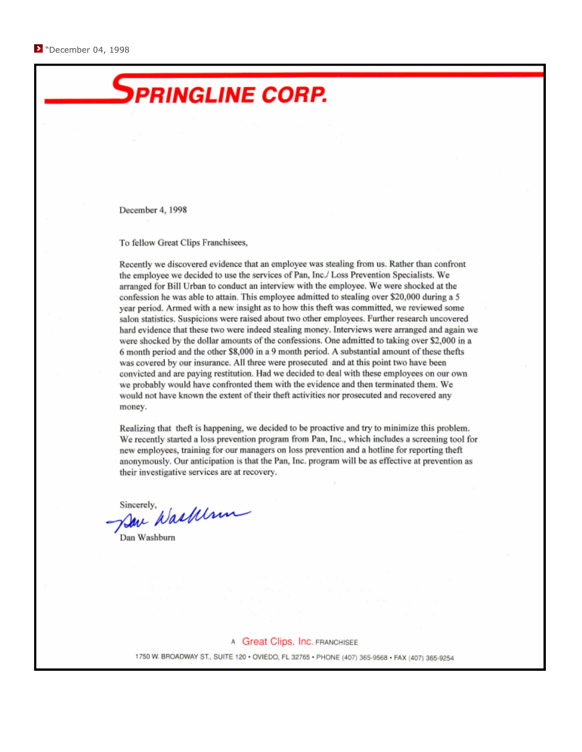"December 04, 1998

# SPRINGLINE CORP.

December 4, 1998

To fellow Great Clips Franchisees,

Recently we discovered evidence that an employee was stealing from us. Rather than confront the employee we decided to use the services of Pan, Inc./ Loss Prevention Specialists. We arranged for Bill Urban to conduct an interview with the employee. We were shocked at the confession he was able to attain. This employee admitted to stealing over $20,000 during a 5 year period. Armed with a new insight as to how this theft was committed, we reviewed some salon statistics. Suspicions were raised about two other employees. Further research uncovered hard evidence that these two were indeed stealing money. Interviews were arranged and again we were shocked by the dollar amounts of the confessions. One admitted to taking over $2,000 in a 6 month period and the other $8,000 in a 9 month period. A substantial amount of these thefts was covered by our insurance. All three were prosecuted and at this point two have been convicted and are paying restitution. Had we decided to deal with these employees on our own we probably would have confronted them with the evidence and then terminated them. We would not have known the extent of their theft activities nor prosecuted and recovered any money.

Realizing that theft is happening, we decided to be proactive and try to minimize this problem. We recently started a loss prevention program from Pan, Inc., which includes a screening tool for new employees, training for our managers on loss prevention and a hotline for reporting theft anonymously. Our anticipation is that the Pan, Inc. program will be as effective at prevention as their investigative services are at recovery.

Sincerely,

Dan Washburn

A Great Clips, Inc. FRANCHISEE

1750 W. BROADWAY ST., SUITE 120 • OVIEDO, FL 32765 • PHONE (407) 365-9568 • FAX (407) 365-9254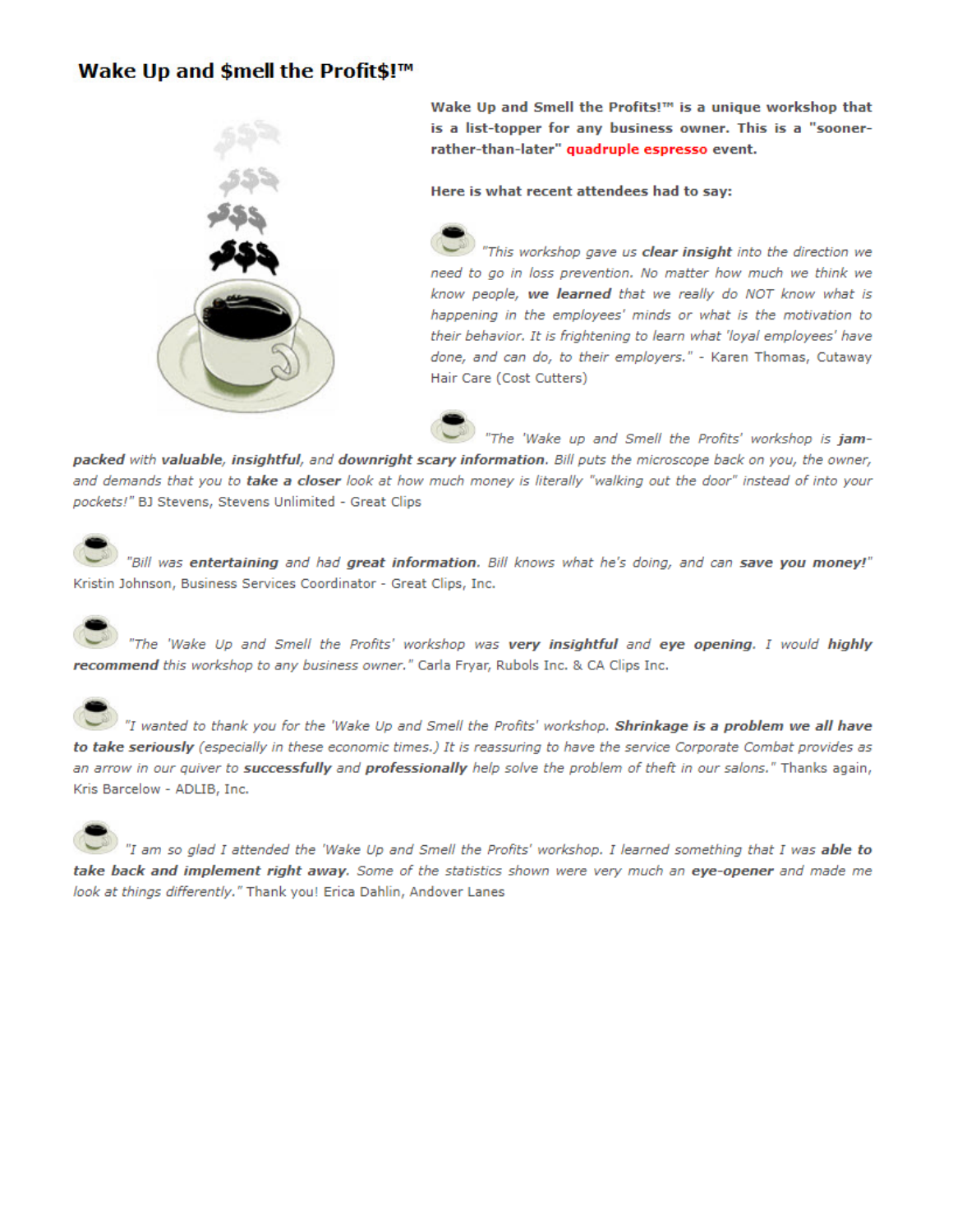## Wake Up and $mell the Profit$!™

**Wake Up and Smell the Profits!™ is a unique workshop that is a list-topper for any business owner. This is a "sooner-rather-than-later" quadruple espresso event.**

**Here is what recent attendees had to say:**

*"This workshop gave us **clear insight** into the direction we need to go in loss prevention. No matter how much we think we know people, **we learned** that we really do NOT know what is happening in the employees' minds or what is the motivation to their behavior. It is frightening to learn what 'loyal employees' have done, and can do, to their employers."* - Karen Thomas, Cutaway Hair Care (Cost Cutters)

*"The 'Wake up and Smell the Profits' workshop is **jam-packed** with **valuable, insightful,** and **downright scary information**. Bill puts the microscope back on you, the owner, and demands that you to **take a closer** look at how much money is literally "walking out the door" instead of into your pockets!"* BJ Stevens, Stevens Unlimited - Great Clips

*"Bill was **entertaining** and had **great information**. Bill knows what he's doing, and can **save you money!**"* Kristin Johnson, Business Services Coordinator - Great Clips, Inc.

*"The 'Wake Up and Smell the Profits' workshop was **very insightful** and **eye opening**. I would **highly recommend** this workshop to any business owner."* Carla Fryar, Rubols Inc. & CA Clips Inc.

*"I wanted to thank you for the 'Wake Up and Smell the Profits' workshop. **Shrinkage is a problem we all have to take seriously** (especially in these economic times.) It is reassuring to have the service Corporate Combat provides as an arrow in our quiver to **successfully** and **professionally** help solve the problem of theft in our salons."* Thanks again, Kris Barcelow - ADLIB, Inc.

*"I am so glad I attended the 'Wake Up and Smell the Profits' workshop. I learned something that I was **able to take back and implement right away**. Some of the statistics shown were very much an **eye-opener** and made me look at things differently."* Thank you! Erica Dahlin, Andover Lanes